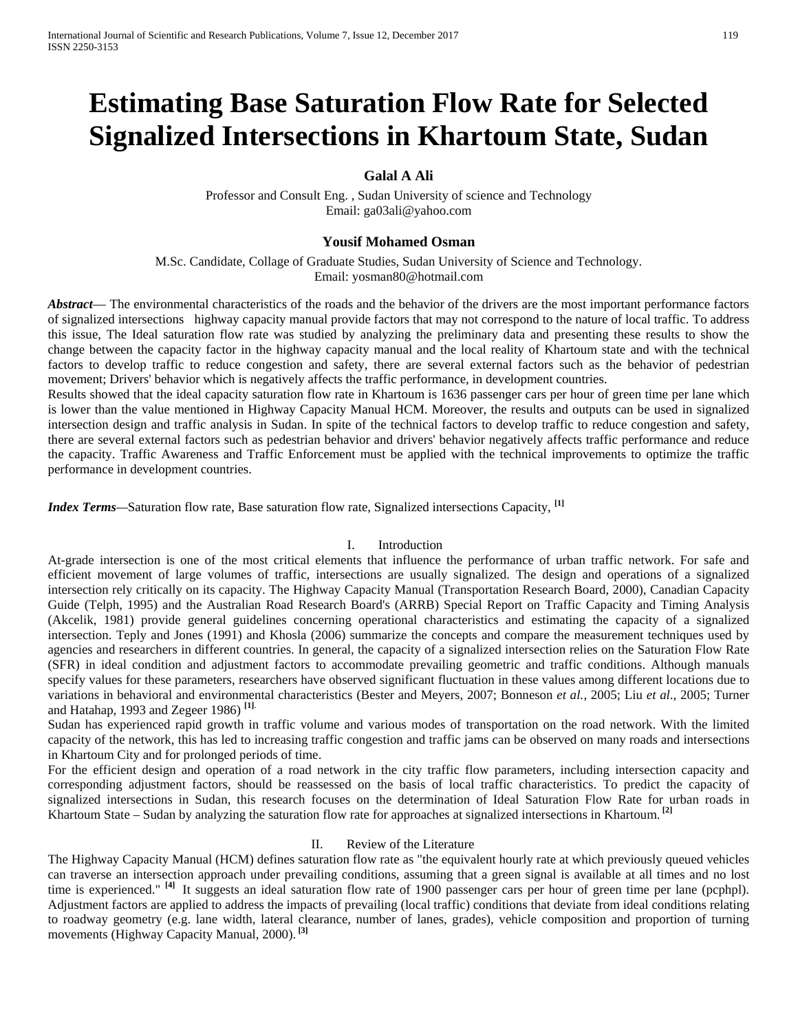# Estimating Base Saturation Flow Rate for Selected Signalized Intersections in Khartoum State, Sudan

**Galal A Ali**

Professor and Consult Eng. , Sudan University of science and Technology
Email: ga03ali@yahoo.com

**Yousif Mohamed Osman**

M.Sc. Candidate, Collage of Graduate Studies, Sudan University of Science and Technology.
Email: yosman80@hotmail.com

***Abstract*— ** The environmental characteristics of the roads and the behavior of the drivers are the most important performance factors of signalized intersections highway capacity manual provide factors that may not correspond to the nature of local traffic. To address this issue, The Ideal saturation flow rate was studied by analyzing the preliminary data and presenting these results to show the change between the capacity factor in the highway capacity manual and the local reality of Khartoum state and with the technical factors to develop traffic to reduce congestion and safety, there are several external factors such as the behavior of pedestrian movement; Drivers' behavior which is negatively affects the traffic performance, in development countries.

Results showed that the ideal capacity saturation flow rate in Khartoum is 1636 passenger cars per hour of green time per lane which is lower than the value mentioned in Highway Capacity Manual HCM. Moreover, the results and outputs can be used in signalized intersection design and traffic analysis in Sudan. In spite of the technical factors to develop traffic to reduce congestion and safety, there are several external factors such as pedestrian behavior and drivers' behavior negatively affects traffic performance and reduce the capacity. Traffic Awareness and Traffic Enforcement must be applied with the technical improvements to optimize the traffic performance in development countries.

***Index Terms***—Saturation flow rate, Base saturation flow rate, Signalized intersections Capacity, [1]

## I. Introduction

At-grade intersection is one of the most critical elements that influence the performance of urban traffic network. For safe and efficient movement of large volumes of traffic, intersections are usually signalized. The design and operations of a signalized intersection rely critically on its capacity. The Highway Capacity Manual (Transportation Research Board, 2000), Canadian Capacity Guide (Telph, 1995) and the Australian Road Research Board's (ARRB) Special Report on Traffic Capacity and Timing Analysis (Akcelik, 1981) provide general guidelines concerning operational characteristics and estimating the capacity of a signalized intersection. Teply and Jones (1991) and Khosla (2006) summarize the concepts and compare the measurement techniques used by agencies and researchers in different countries. In general, the capacity of a signalized intersection relies on the Saturation Flow Rate (SFR) in ideal condition and adjustment factors to accommodate prevailing geometric and traffic conditions. Although manuals specify values for these parameters, researchers have observed significant fluctuation in these values among different locations due to variations in behavioral and environmental characteristics (Bester and Meyers, 2007; Bonneson *et al.*, 2005; Liu *et al.*, 2005; Turner and Hatahap, 1993 and Zegeer 1986) [1].

Sudan has experienced rapid growth in traffic volume and various modes of transportation on the road network. With the limited capacity of the network, this has led to increasing traffic congestion and traffic jams can be observed on many roads and intersections in Khartoum City and for prolonged periods of time.

For the efficient design and operation of a road network in the city traffic flow parameters, including intersection capacity and corresponding adjustment factors, should be reassessed on the basis of local traffic characteristics. To predict the capacity of signalized intersections in Sudan, this research focuses on the determination of Ideal Saturation Flow Rate for urban roads in Khartoum State – Sudan by analyzing the saturation flow rate for approaches at signalized intersections in Khartoum. [2]

## II. Review of the Literature

The Highway Capacity Manual (HCM) defines saturation flow rate as "the equivalent hourly rate at which previously queued vehicles can traverse an intersection approach under prevailing conditions, assuming that a green signal is available at all times and no lost time is experienced." [4] It suggests an ideal saturation flow rate of 1900 passenger cars per hour of green time per lane (pcphpl). Adjustment factors are applied to address the impacts of prevailing (local traffic) conditions that deviate from ideal conditions relating to roadway geometry (e.g. lane width, lateral clearance, number of lanes, grades), vehicle composition and proportion of turning movements (Highway Capacity Manual, 2000). [3]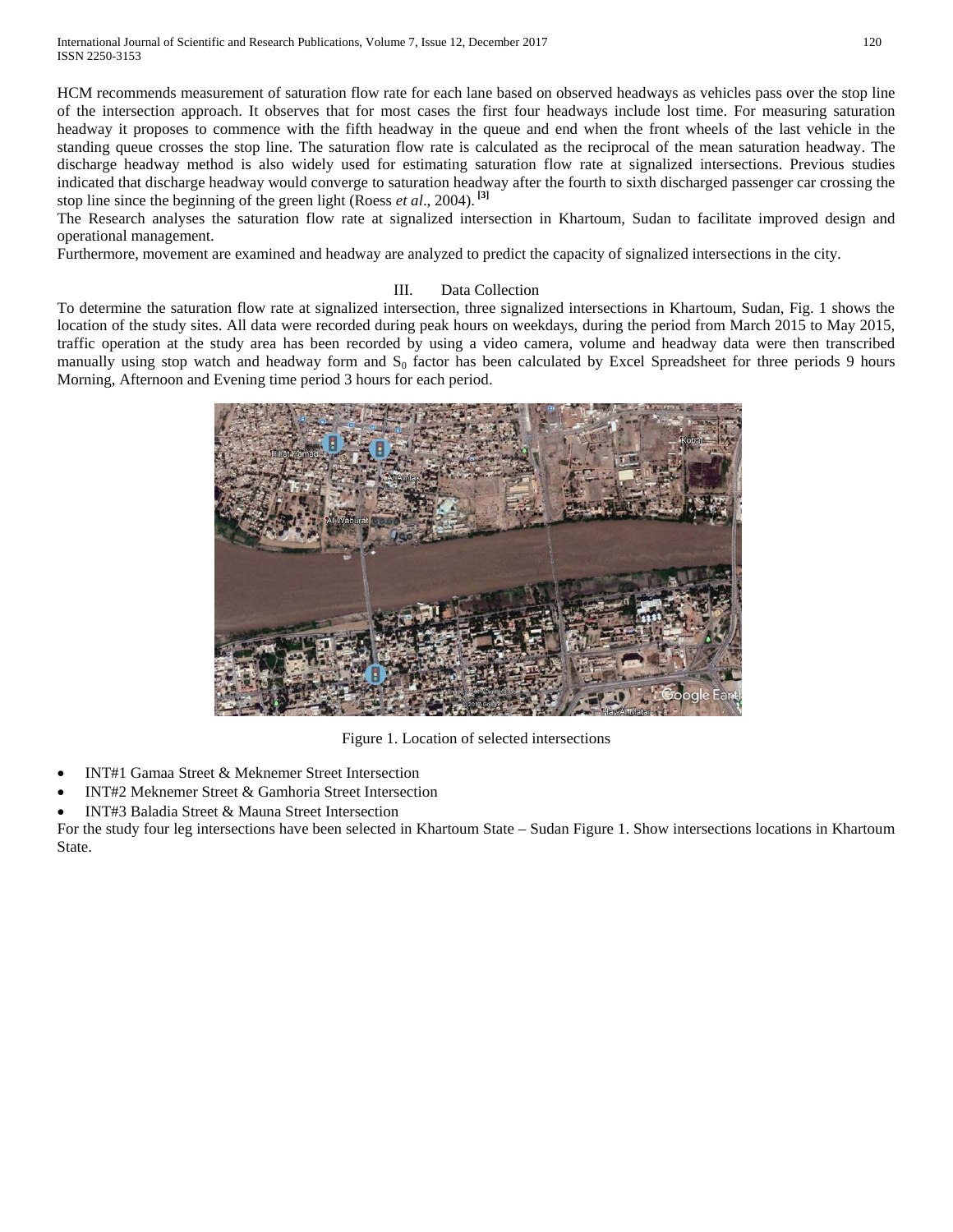HCM recommends measurement of saturation flow rate for each lane based on observed headways as vehicles pass over the stop line of the intersection approach. It observes that for most cases the first four headways include lost time. For measuring saturation headway it proposes to commence with the fifth headway in the queue and end when the front wheels of the last vehicle in the standing queue crosses the stop line. The saturation flow rate is calculated as the reciprocal of the mean saturation headway. The discharge headway method is also widely used for estimating saturation flow rate at signalized intersections. Previous studies indicated that discharge headway would converge to saturation headway after the fourth to sixth discharged passenger car crossing the stop line since the beginning of the green light (Roess *et al*., 2004). [3]

The Research analyses the saturation flow rate at signalized intersection in Khartoum, Sudan to facilitate improved design and operational management.

Furthermore, movement are examined and headway are analyzed to predict the capacity of signalized intersections in the city.

## III. Data Collection

To determine the saturation flow rate at signalized intersection, three signalized intersections in Khartoum, Sudan, Fig. 1 shows the location of the study sites. All data were recorded during peak hours on weekdays, during the period from March 2015 to May 2015, traffic operation at the study area has been recorded by using a video camera, volume and headway data were then transcribed manually using stop watch and headway form and $S_0$ factor has been calculated by Excel Spreadsheet for three periods 9 hours Morning, Afternoon and Evening time period 3 hours for each period.

Figure 1. Location of selected intersections

- INT#1 Gamaa Street & Meknemer Street Intersection
- INT#2 Meknemer Street & Gamhoria Street Intersection
- INT#3 Baladia Street & Mauna Street Intersection

For the study four leg intersections have been selected in Khartoum State – Sudan Figure 1. Show intersections locations in Khartoum State.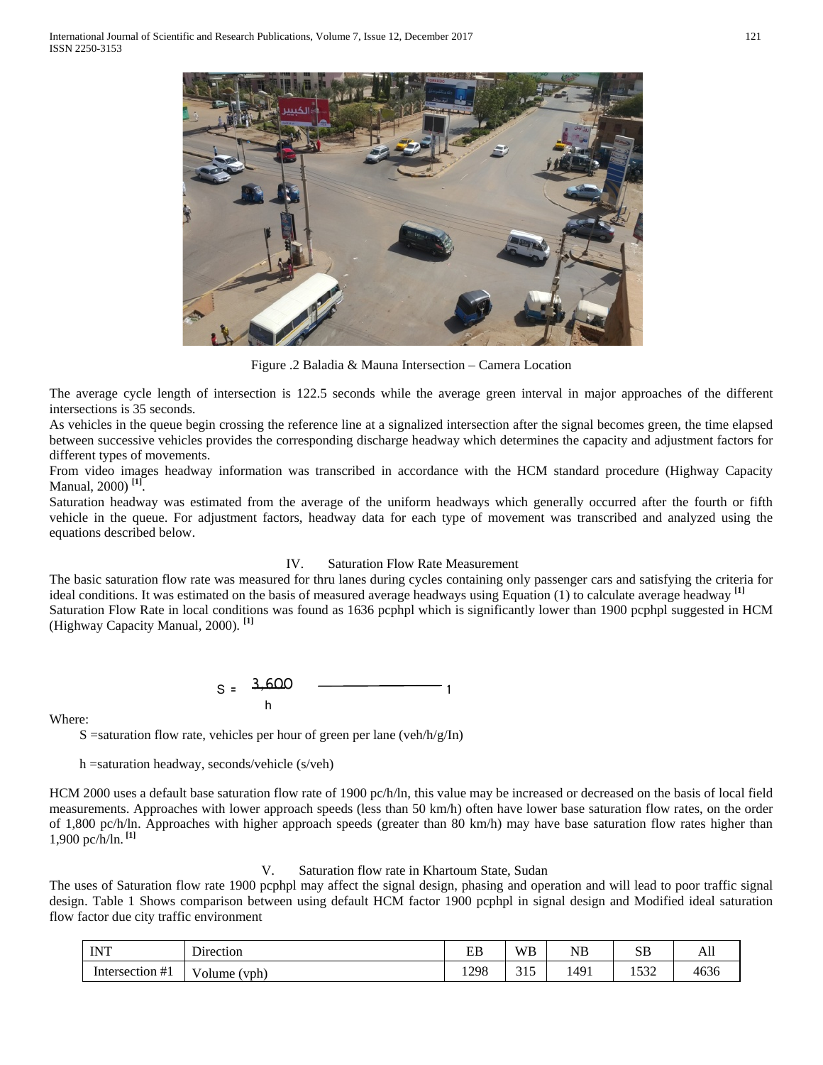Figure .2 Baladia & Mauna Intersection – Camera Location

The average cycle length of intersection is 122.5 seconds while the average green interval in major approaches of the different intersections is 35 seconds.

As vehicles in the queue begin crossing the reference line at a signalized intersection after the signal becomes green, the time elapsed between successive vehicles provides the corresponding discharge headway which determines the capacity and adjustment factors for different types of movements.

From video images headway information was transcribed in accordance with the HCM standard procedure (Highway Capacity Manual, 2000) [1].

Saturation headway was estimated from the average of the uniform headways which generally occurred after the fourth or fifth vehicle in the queue. For adjustment factors, headway data for each type of movement was transcribed and analyzed using the equations described below.

## IV. Saturation Flow Rate Measurement

The basic saturation flow rate was measured for thru lanes during cycles containing only passenger cars and satisfying the criteria for ideal conditions. It was estimated on the basis of measured average headways using Equation (1) to calculate average headway [1]

Saturation Flow Rate in local conditions was found as 1636 pcphpl which is significantly lower than 1900 pcphpl suggested in HCM (Highway Capacity Manual, 2000). [1]

$$S = \frac{3{,}600}{h} \qquad (1)$$

Where:

S =saturation flow rate, vehicles per hour of green per lane (veh/h/g/In)

h =saturation headway, seconds/vehicle (s/veh)

HCM 2000 uses a default base saturation flow rate of 1900 pc/h/ln, this value may be increased or decreased on the basis of local field measurements. Approaches with lower approach speeds (less than 50 km/h) often have lower base saturation flow rates, on the order of 1,800 pc/h/ln. Approaches with higher approach speeds (greater than 80 km/h) may have base saturation flow rates higher than 1,900 pc/h/ln. [1]

## V. Saturation flow rate in Khartoum State, Sudan

The uses of Saturation flow rate 1900 pcphpl may affect the signal design, phasing and operation and will lead to poor traffic signal design. Table 1 Shows comparison between using default HCM factor 1900 pcphpl in signal design and Modified ideal saturation flow factor due city traffic environment

| INT | Direction | EB | WB | NB | SB | All |
|---|---|---|---|---|---|---|
| Intersection #1 | Volume (vph) | 1298 | 315 | 1491 | 1532 | 4636 |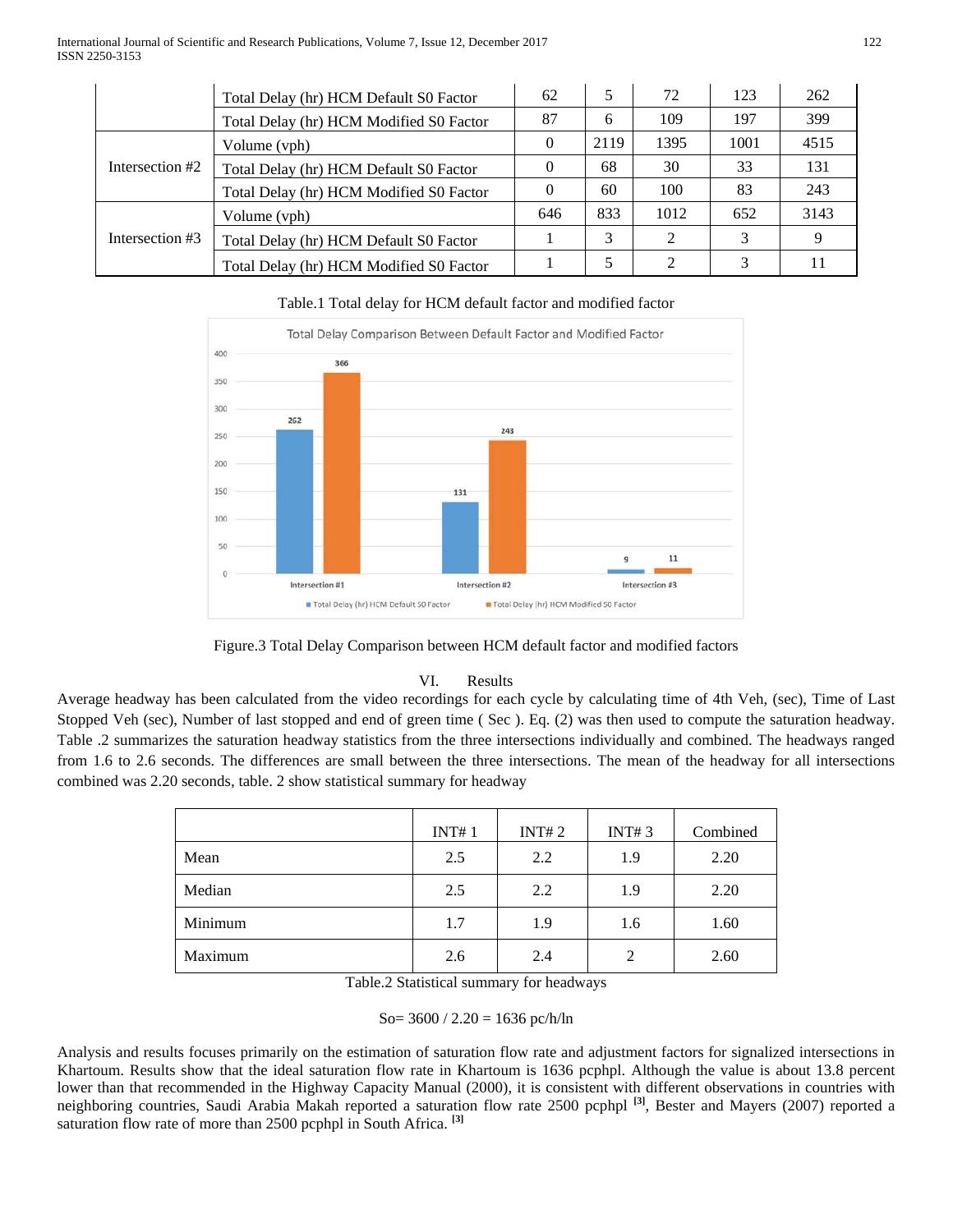|  | Total Delay (hr) HCM Default S0 Factor | 62 | 5 | 72 | 123 | 262 |
|---|---|---|---|---|---|---|
|  | Total Delay (hr) HCM Modified S0 Factor | 87 | 6 | 109 | 197 | 399 |
| Intersection #2 | Volume (vph) | 0 | 2119 | 1395 | 1001 | 4515 |
|  | Total Delay (hr) HCM Default S0 Factor | 0 | 68 | 30 | 33 | 131 |
|  | Total Delay (hr) HCM Modified S0 Factor | 0 | 60 | 100 | 83 | 243 |
| Intersection #3 | Volume (vph) | 646 | 833 | 1012 | 652 | 3143 |
|  | Total Delay (hr) HCM Default S0 Factor | 1 | 3 | 2 | 3 | 9 |
|  | Total Delay (hr) HCM Modified S0 Factor | 1 | 5 | 2 | 3 | 11 |

Table.1 Total delay for HCM default factor and modified factor

Figure.3 Total Delay Comparison between HCM default factor and modified factors

## VI. Results

Average headway has been calculated from the video recordings for each cycle by calculating time of 4th Veh, (sec), Time of Last Stopped Veh (sec), Number of last stopped and end of green time ( Sec ). Eq. (2) was then used to compute the saturation headway. Table .2 summarizes the saturation headway statistics from the three intersections individually and combined. The headways ranged from 1.6 to 2.6 seconds. The differences are small between the three intersections. The mean of the headway for all intersections combined was 2.20 seconds, table. 2 show statistical summary for headway

|  | INT# 1 | INT# 2 | INT# 3 | Combined |
|---|---|---|---|---|
| Mean | 2.5 | 2.2 | 1.9 | 2.20 |
| Median | 2.5 | 2.2 | 1.9 | 2.20 |
| Minimum | 1.7 | 1.9 | 1.6 | 1.60 |
| Maximum | 2.6 | 2.4 | 2 | 2.60 |

Table.2 Statistical summary for headways

$$So = 3600 / 2.20 = 1636 \text{ pc/h/ln}$$

Analysis and results focuses primarily on the estimation of saturation flow rate and adjustment factors for signalized intersections in Khartoum. Results show that the ideal saturation flow rate in Khartoum is 1636 pcphpl. Although the value is about 13.8 percent lower than that recommended in the Highway Capacity Manual (2000), it is consistent with different observations in countries with neighboring countries, Saudi Arabia Makah reported a saturation flow rate 2500 pcphpl [3], Bester and Mayers (2007) reported a saturation flow rate of more than 2500 pcphpl in South Africa. [3]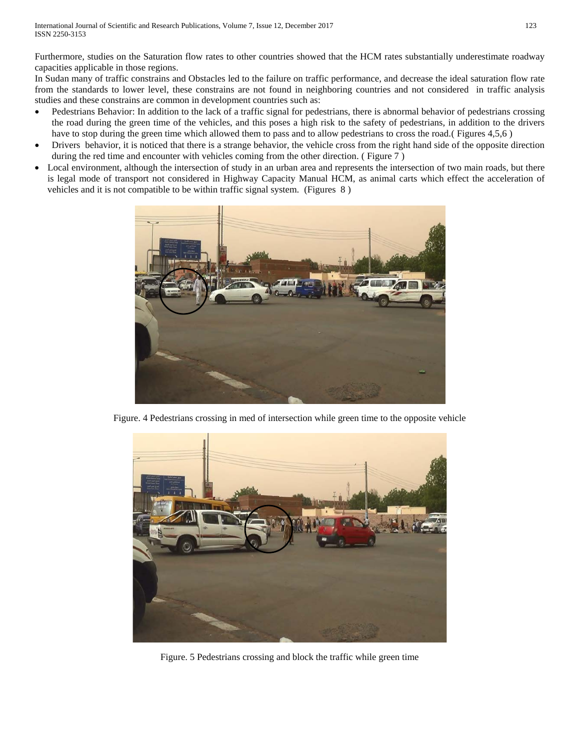Furthermore, studies on the Saturation flow rates to other countries showed that the HCM rates substantially underestimate roadway capacities applicable in those regions.

In Sudan many of traffic constrains and Obstacles led to the failure on traffic performance, and decrease the ideal saturation flow rate from the standards to lower level, these constrains are not found in neighboring countries and not considered in traffic analysis studies and these constrains are common in development countries such as:

- Pedestrians Behavior: In addition to the lack of a traffic signal for pedestrians, there is abnormal behavior of pedestrians crossing the road during the green time of the vehicles, and this poses a high risk to the safety of pedestrians, in addition to the drivers have to stop during the green time which allowed them to pass and to allow pedestrians to cross the road.( Figures 4,5,6 )
- Drivers behavior, it is noticed that there is a strange behavior, the vehicle cross from the right hand side of the opposite direction during the red time and encounter with vehicles coming from the other direction. ( Figure 7 )
- Local environment, although the intersection of study in an urban area and represents the intersection of two main roads, but there is legal mode of transport not considered in Highway Capacity Manual HCM, as animal carts which effect the acceleration of vehicles and it is not compatible to be within traffic signal system. (Figures 8 )

Figure. 4 Pedestrians crossing in med of intersection while green time to the opposite vehicle

Figure. 5 Pedestrians crossing and block the traffic while green time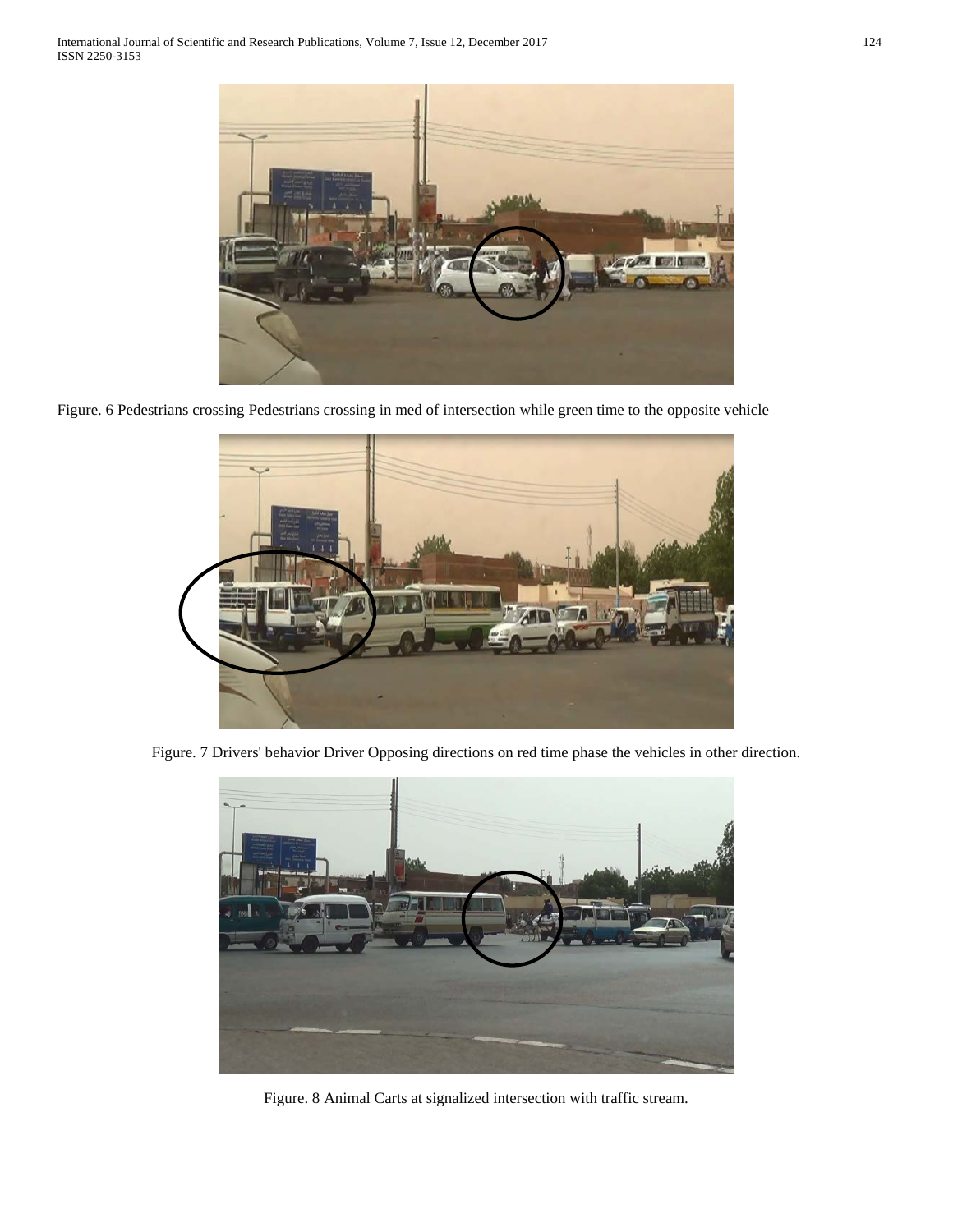Figure. 6 Pedestrians crossing Pedestrians crossing in med of intersection while green time to the opposite vehicle

Figure. 7 Drivers' behavior Driver Opposing directions on red time phase the vehicles in other direction.

Figure. 8 Animal Carts at signalized intersection with traffic stream.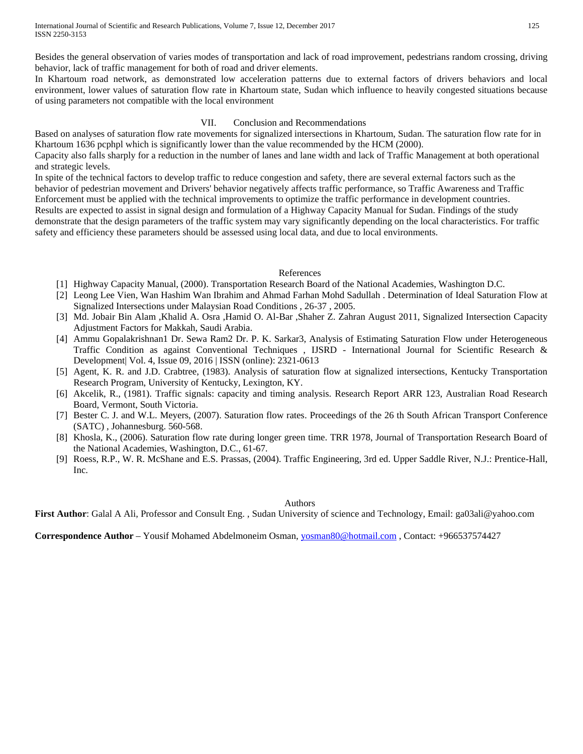Besides the general observation of varies modes of transportation and lack of road improvement, pedestrians random crossing, driving behavior, lack of traffic management for both of road and driver elements.

In Khartoum road network, as demonstrated low acceleration patterns due to external factors of drivers behaviors and local environment, lower values of saturation flow rate in Khartoum state, Sudan which influence to heavily congested situations because of using parameters not compatible with the local environment

## VII. Conclusion and Recommendations

Based on analyses of saturation flow rate movements for signalized intersections in Khartoum, Sudan. The saturation flow rate for in Khartoum 1636 pcphpl which is significantly lower than the value recommended by the HCM (2000).

Capacity also falls sharply for a reduction in the number of lanes and lane width and lack of Traffic Management at both operational and strategic levels.

In spite of the technical factors to develop traffic to reduce congestion and safety, there are several external factors such as the behavior of pedestrian movement and Drivers' behavior negatively affects traffic performance, so Traffic Awareness and Traffic Enforcement must be applied with the technical improvements to optimize the traffic performance in development countries.

Results are expected to assist in signal design and formulation of a Highway Capacity Manual for Sudan. Findings of the study demonstrate that the design parameters of the traffic system may vary significantly depending on the local characteristics. For traffic safety and efficiency these parameters should be assessed using local data, and due to local environments.

## References

[1] Highway Capacity Manual, (2000). Transportation Research Board of the National Academies, Washington D.C.

[2] Leong Lee Vien, Wan Hashim Wan Ibrahim and Ahmad Farhan Mohd Sadullah . Determination of Ideal Saturation Flow at Signalized Intersections under Malaysian Road Conditions , 26-37 , 2005.

[3] Md. Jobair Bin Alam ,Khalid A. Osra ,Hamid O. Al-Bar ,Shaher Z. Zahran August 2011, Signalized Intersection Capacity Adjustment Factors for Makkah, Saudi Arabia.

[4] Ammu Gopalakrishnan1 Dr. Sewa Ram2 Dr. P. K. Sarkar3, Analysis of Estimating Saturation Flow under Heterogeneous Traffic Condition as against Conventional Techniques , IJSRD - International Journal for Scientific Research & Development| Vol. 4, Issue 09, 2016 | ISSN (online): 2321-0613

[5] Agent, K. R. and J.D. Crabtree, (1983). Analysis of saturation flow at signalized intersections, Kentucky Transportation Research Program, University of Kentucky, Lexington, KY.

[6] Akcelik, R., (1981). Traffic signals: capacity and timing analysis. Research Report ARR 123, Australian Road Research Board, Vermont, South Victoria.

[7] Bester C. J. and W.L. Meyers, (2007). Saturation flow rates. Proceedings of the 26 th South African Transport Conference (SATC) , Johannesburg. 560-568.

[8] Khosla, K., (2006). Saturation flow rate during longer green time. TRR 1978, Journal of Transportation Research Board of the National Academies, Washington, D.C., 61-67.

[9] Roess, R.P., W. R. McShane and E.S. Prassas, (2004). Traffic Engineering, 3rd ed. Upper Saddle River, N.J.: Prentice-Hall, Inc.

## Authors

**First Author**: Galal A Ali, Professor and Consult Eng. , Sudan University of science and Technology, Email: ga03ali@yahoo.com

**Correspondence Author** – Yousif Mohamed Abdelmoneim Osman, yosman80@hotmail.com , Contact: +966537574427